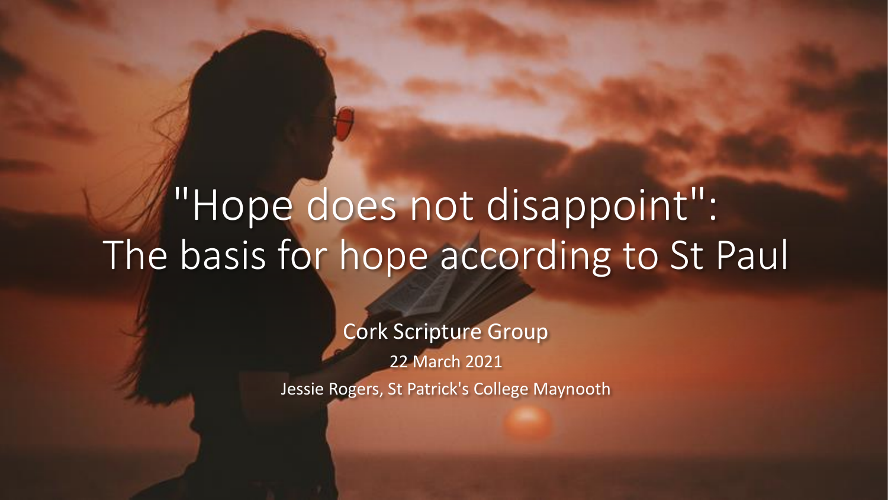# "Hope does not disappoint": The basis for hope according to St Paul

Cork Scripture Group

22 March 2021

Jessie Rogers, St Patrick's College Maynooth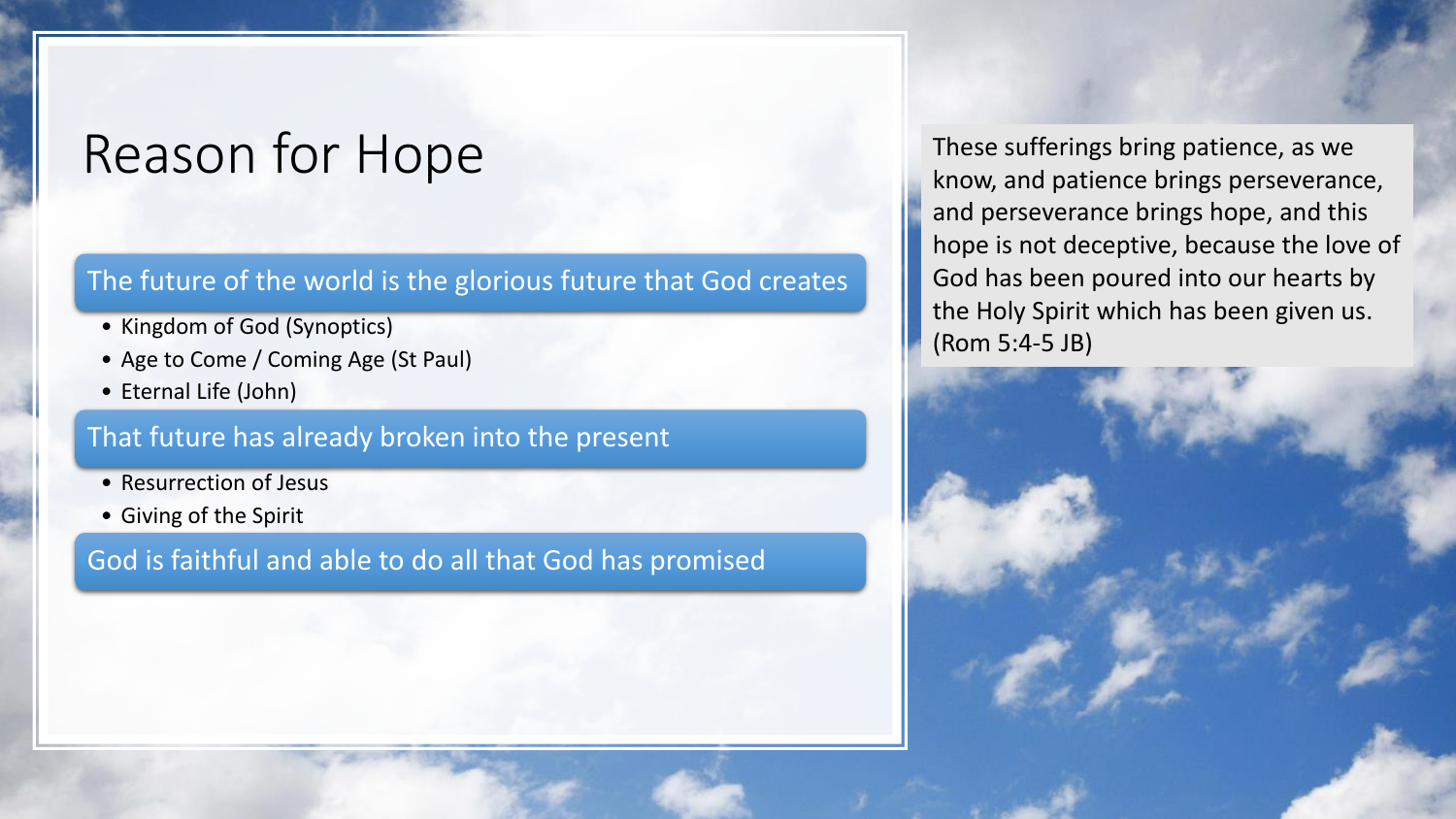# Reason for Hope

## The future of the world is the glorious future that God creates

- Kingdom of God (Synoptics)
- Age to Come / Coming Age (St Paul)
- Eternal Life (John)

## That future has already broken into the present

- Resurrection of Jesus
- Giving of the Spirit

## God is faithful and able to do all that God has promised

These sufferings bring patience, as we know, and patience brings perseverance, and perseverance brings hope, and this hope is not deceptive, because the love of God has been poured into our hearts by the Holy Spirit which has been given us. (Rom 5:4-5 JB)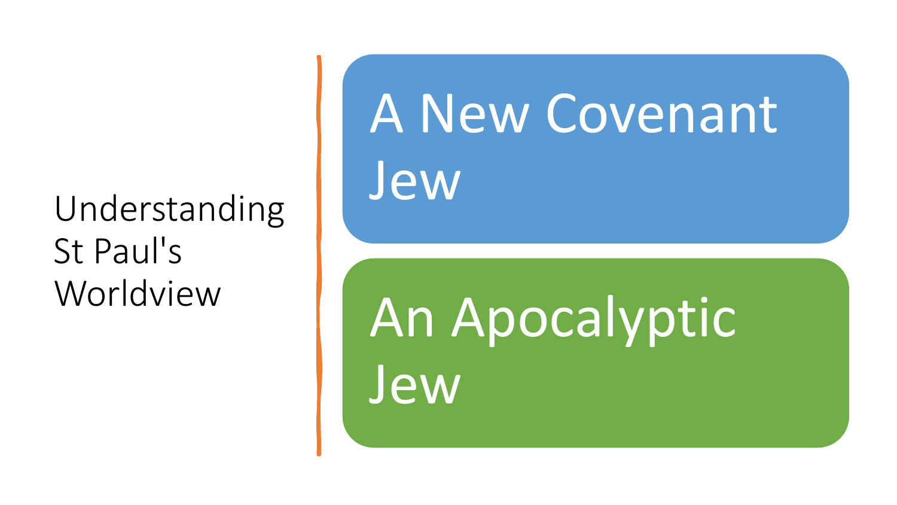# Understanding St Paul's Worldview

- A New Covenant Jew
- An Apocalyptic Jew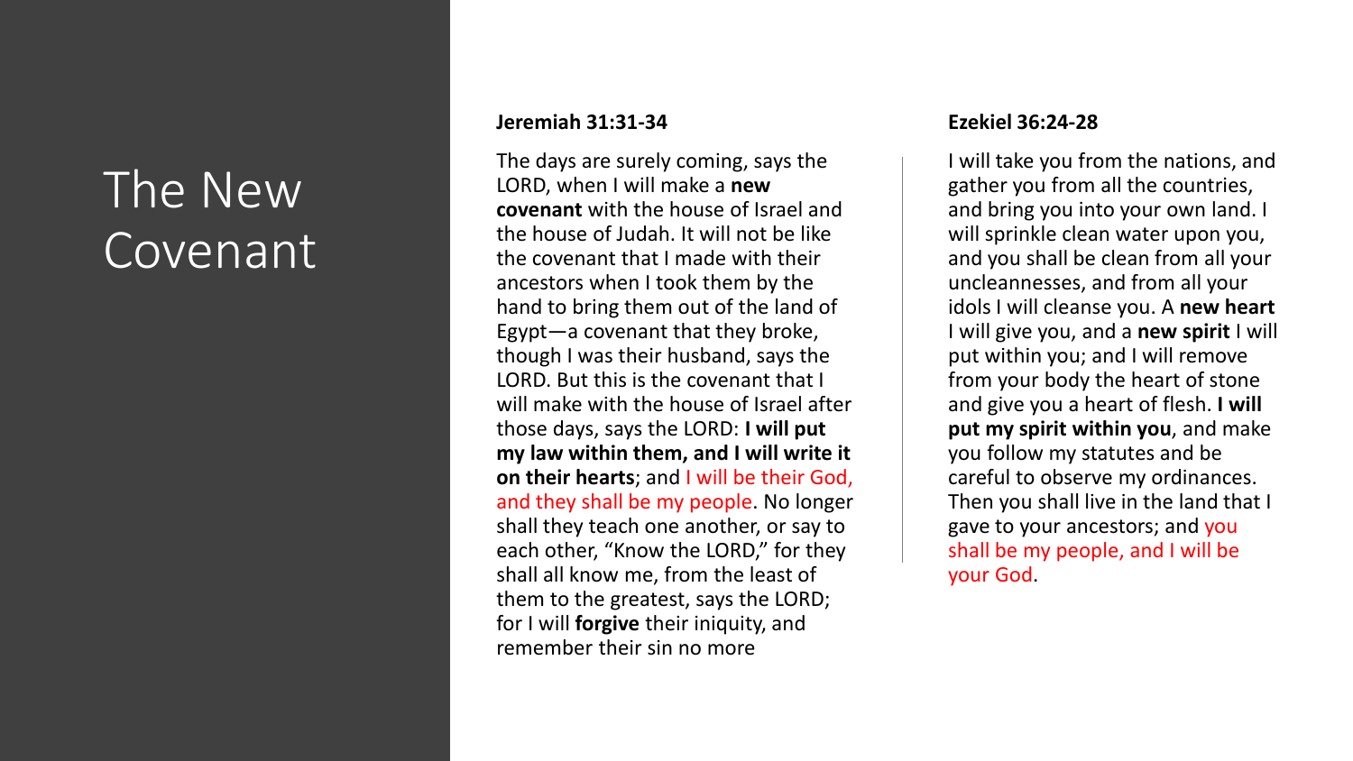# The New Covenant

### Jeremiah 31:31-34

The days are surely coming, says the LORD, when I will make a **new covenant** with the house of Israel and the house of Judah. It will not be like the covenant that I made with their ancestors when I took them by the hand to bring them out of the land of Egypt—a covenant that they broke, though I was their husband, says the LORD. But this is the covenant that I will make with the house of Israel after those days, says the LORD: **I will put my law within them, and I will write it on their hearts**; and I will be their God, and they shall be my people. No longer shall they teach one another, or say to each other, "Know the LORD," for they shall all know me, from the least of them to the greatest, says the LORD; for I will **forgive** their iniquity, and remember their sin no more

### Ezekiel 36:24-28

I will take you from the nations, and gather you from all the countries, and bring you into your own land. I will sprinkle clean water upon you, and you shall be clean from all your uncleannesses, and from all your idols I will cleanse you. A **new heart** I will give you, and a **new spirit** I will put within you; and I will remove from your body the heart of stone and give you a heart of flesh. **I will put my spirit within you**, and make you follow my statutes and be careful to observe my ordinances. Then you shall live in the land that I gave to your ancestors; and you shall be my people, and I will be your God.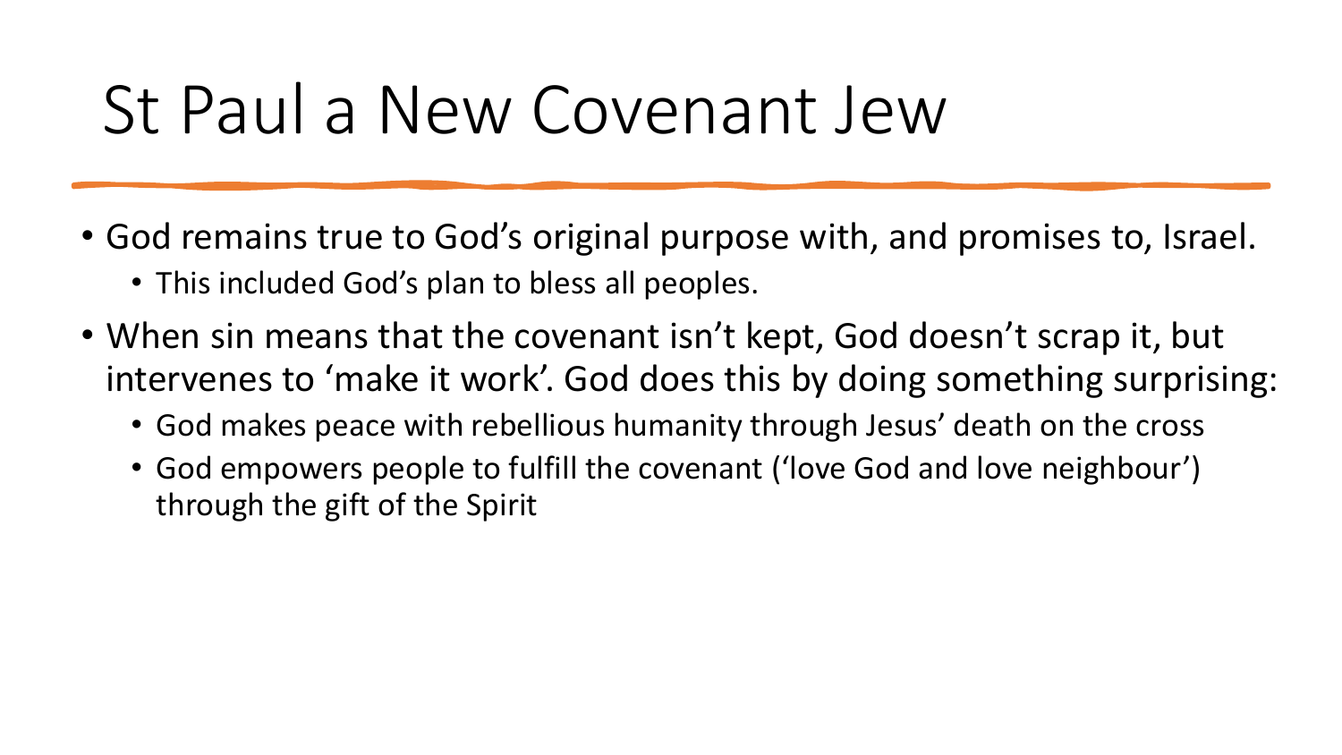# St Paul a New Covenant Jew

- God remains true to God's original purpose with, and promises to, Israel.
  - This included God's plan to bless all peoples.
- When sin means that the covenant isn't kept, God doesn't scrap it, but intervenes to 'make it work'. God does this by doing something surprising:
  - God makes peace with rebellious humanity through Jesus' death on the cross
  - God empowers people to fulfill the covenant ('love God and love neighbour') through the gift of the Spirit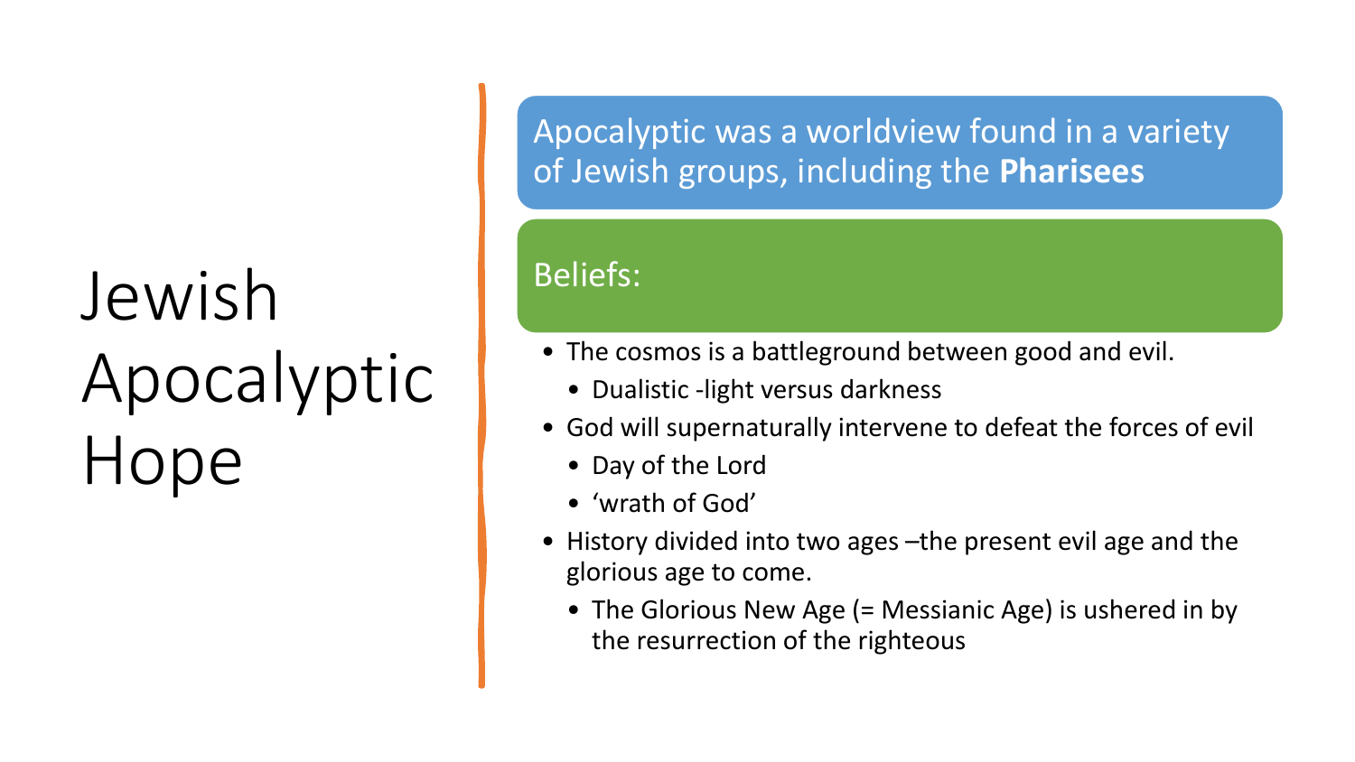# Jewish Apocalyptic Hope

Apocalyptic was a worldview found in a variety of Jewish groups, including the **Pharisees**

Beliefs:

- The cosmos is a battleground between good and evil.
  - Dualistic -light versus darkness
- God will supernaturally intervene to defeat the forces of evil
  - Day of the Lord
  - 'wrath of God'
- History divided into two ages –the present evil age and the glorious age to come.
  - The Glorious New Age (= Messianic Age) is ushered in by the resurrection of the righteous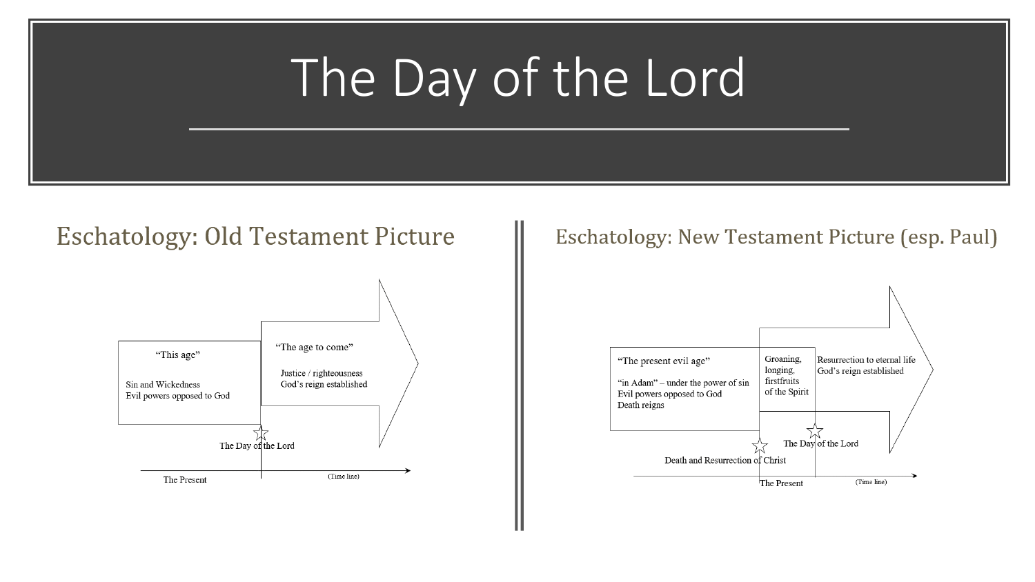# The Day of the Lord

## Eschatology: Old Testament Picture

"This age"

Sin and Wickedness
Evil powers opposed to God

"The age to come"

Justice / righteousness
God's reign established

The Day of the Lord

The Present

(Time line)

## Eschatology: New Testament Picture (esp. Paul)

"The present evil age"

"in Adam" – under the power of sin
Evil powers opposed to God
Death reigns

Groaning, longing, firstfruits of the Spirit

Resurrection to eternal life
God's reign established

The Day of the Lord

Death and Resurrection of Christ

The Present

(Time line)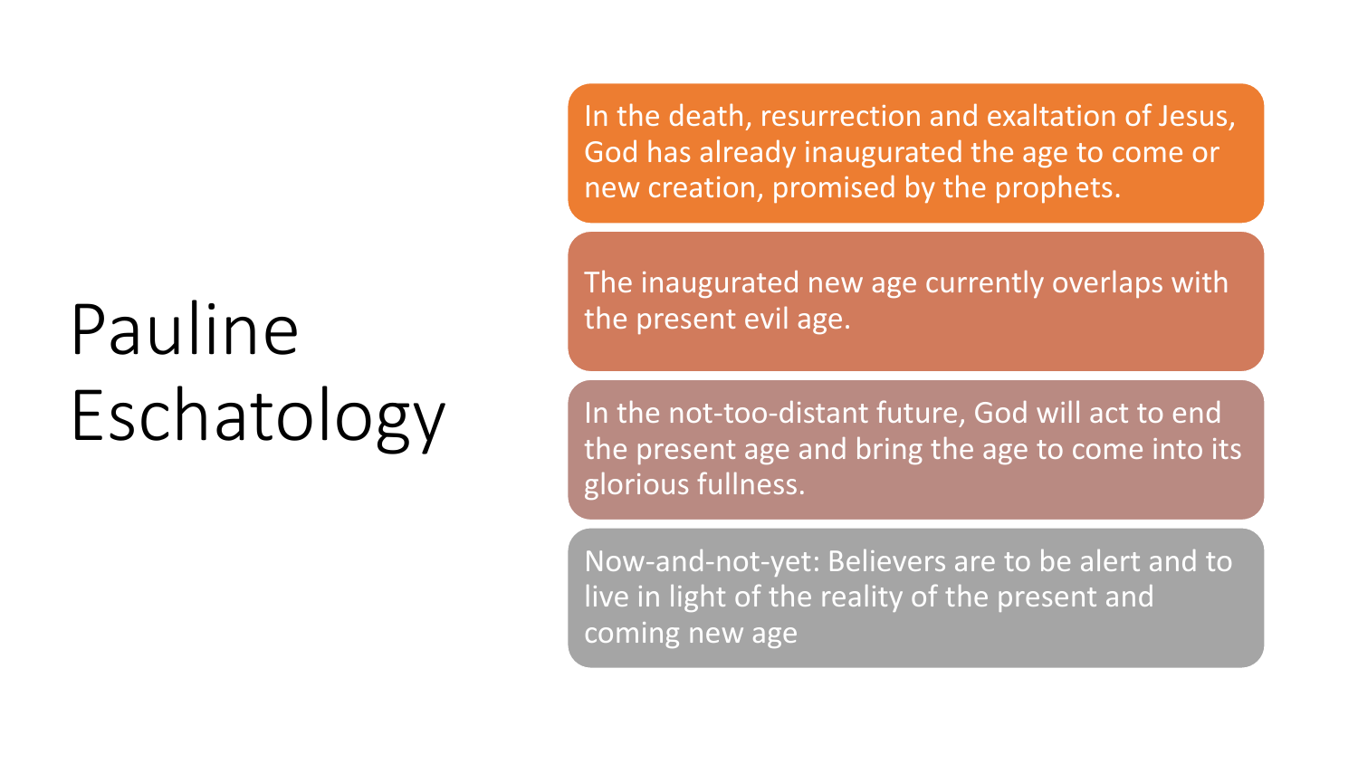# Pauline Eschatology

- In the death, resurrection and exaltation of Jesus, God has already inaugurated the age to come or new creation, promised by the prophets.
- The inaugurated new age currently overlaps with the present evil age.
- In the not-too-distant future, God will act to end the present age and bring the age to come into its glorious fullness.
- Now-and-not-yet: Believers are to be alert and to live in light of the reality of the present and coming new age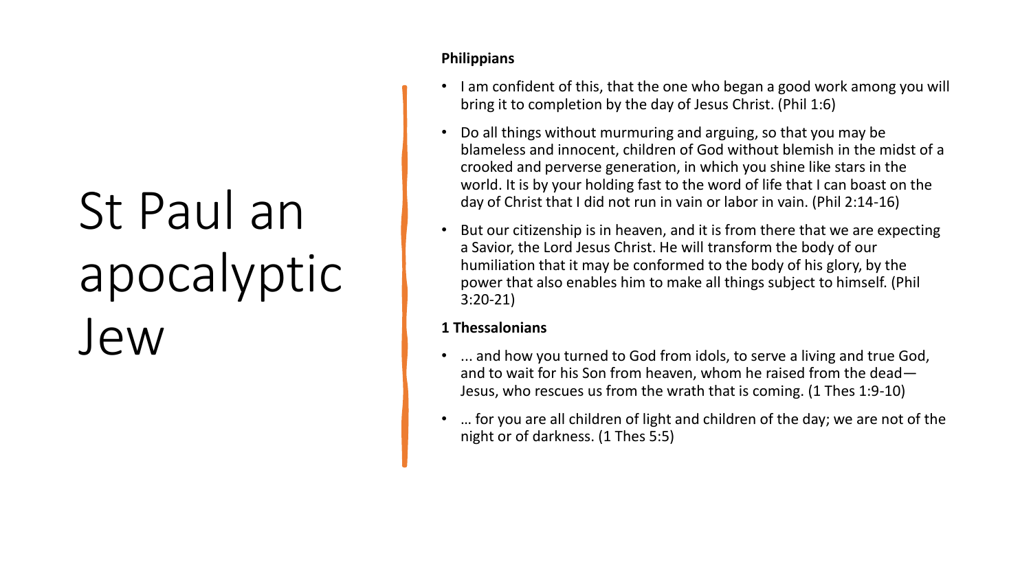# St Paul an apocalyptic Jew

**Philippians**

- I am confident of this, that the one who began a good work among you will bring it to completion by the day of Jesus Christ. (Phil 1:6)
- Do all things without murmuring and arguing, so that you may be blameless and innocent, children of God without blemish in the midst of a crooked and perverse generation, in which you shine like stars in the world. It is by your holding fast to the word of life that I can boast on the day of Christ that I did not run in vain or labor in vain. (Phil 2:14-16)
- But our citizenship is in heaven, and it is from there that we are expecting a Savior, the Lord Jesus Christ. He will transform the body of our humiliation that it may be conformed to the body of his glory, by the power that also enables him to make all things subject to himself. (Phil 3:20-21)

**1 Thessalonians**

- ... and how you turned to God from idols, to serve a living and true God, and to wait for his Son from heaven, whom he raised from the dead—Jesus, who rescues us from the wrath that is coming. (1 Thes 1:9-10)
- … for you are all children of light and children of the day; we are not of the night or of darkness. (1 Thes 5:5)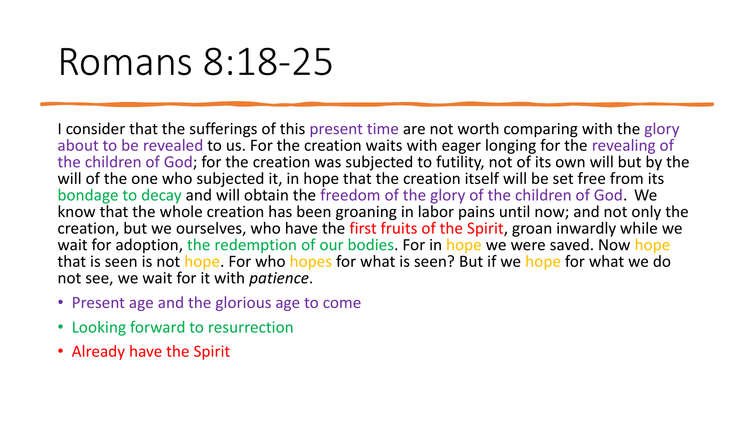# Romans 8:18-25

I consider that the sufferings of this present time are not worth comparing with the glory about to be revealed to us. For the creation waits with eager longing for the revealing of the children of God; for the creation was subjected to futility, not of its own will but by the will of the one who subjected it, in hope that the creation itself will be set free from its bondage to decay and will obtain the freedom of the glory of the children of God. We know that the whole creation has been groaning in labor pains until now; and not only the creation, but we ourselves, who have the first fruits of the Spirit, groan inwardly while we wait for adoption, the redemption of our bodies. For in hope we were saved. Now hope that is seen is not hope. For who hopes for what is seen? But if we hope for what we do not see, we wait for it with *patience*.

- Present age and the glorious age to come
- Looking forward to resurrection
- Already have the Spirit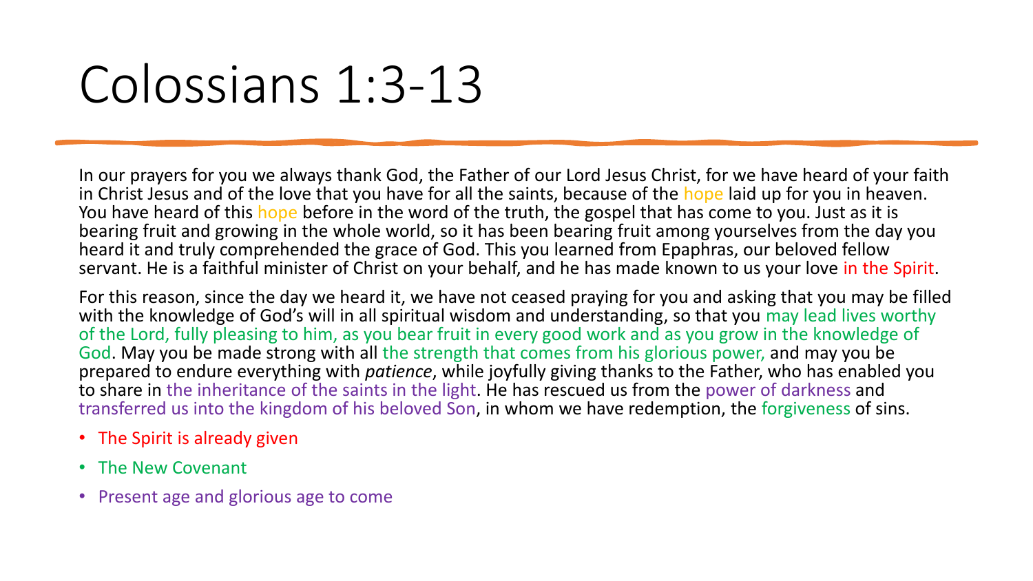# Colossians 1:3-13

In our prayers for you we always thank God, the Father of our Lord Jesus Christ, for we have heard of your faith in Christ Jesus and of the love that you have for all the saints, because of the hope laid up for you in heaven. You have heard of this hope before in the word of the truth, the gospel that has come to you. Just as it is bearing fruit and growing in the whole world, so it has been bearing fruit among yourselves from the day you heard it and truly comprehended the grace of God. This you learned from Epaphras, our beloved fellow servant. He is a faithful minister of Christ on your behalf, and he has made known to us your love in the Spirit.

For this reason, since the day we heard it, we have not ceased praying for you and asking that you may be filled with the knowledge of God's will in all spiritual wisdom and understanding, so that you may lead lives worthy of the Lord, fully pleasing to him, as you bear fruit in every good work and as you grow in the knowledge of God. May you be made strong with all the strength that comes from his glorious power, and may you be prepared to endure everything with *patience*, while joyfully giving thanks to the Father, who has enabled you to share in the inheritance of the saints in the light. He has rescued us from the power of darkness and transferred us into the kingdom of his beloved Son, in whom we have redemption, the forgiveness of sins.

- The Spirit is already given
- The New Covenant
- Present age and glorious age to come